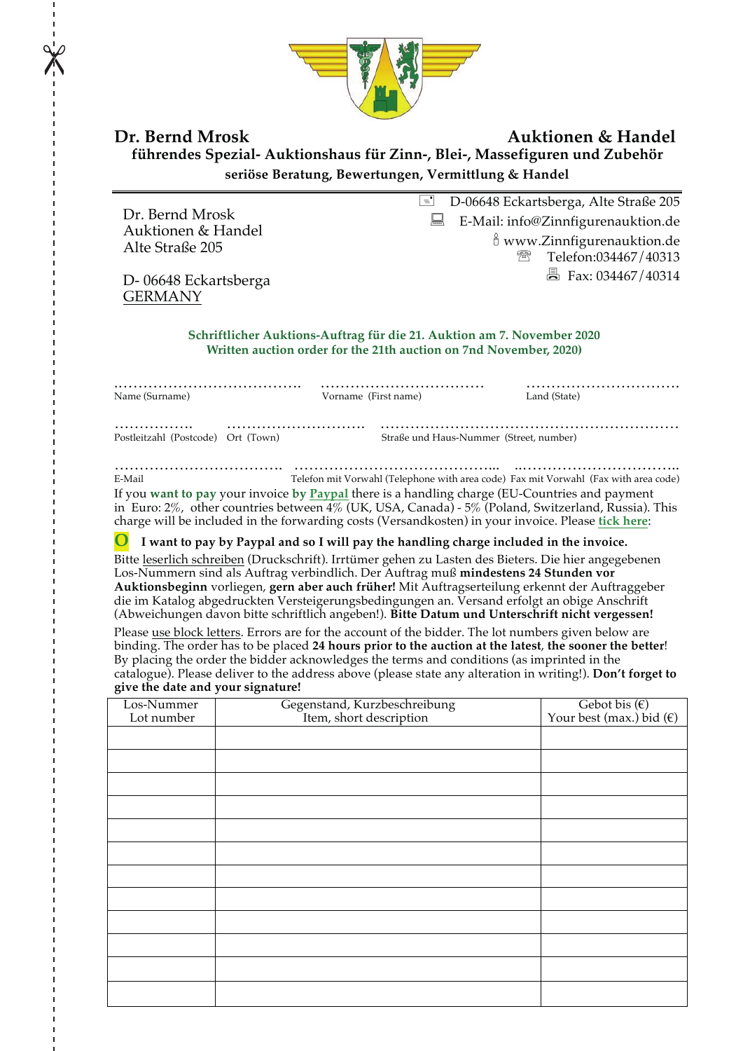**Dr. Bernd Mrosk** **Auktionen & Handel**

**führendes Spezial- Auktionshaus für Zinn-, Blei-, Massefiguren und Zubehör**

**seriöse Beratung, Bewertungen, Vermittlung & Handel**

---

Dr. Bernd Mrosk
Auktionen & Handel
Alte Straße 205

D- 06648 Eckartsberga
GERMANY

D-06648 Eckartsberga, Alte Straße 205
E-Mail: info@Zinnfigurenauktion.de
www.Zinnfigurenauktion.de
Telefon:034467/40313
Fax: 034467/40314

**Schriftlicher Auktions-Auftrag für die 21. Auktion am 7. November 2020**
**Written auction order for the 21th auction on 7nd November, 2020)**

………………………………… ……………………………… …………………………
Name (Surname) Vorname (First name) Land (State)

……………. ……………………… …………………………………………………
Postleitzahl (Postcode) Ort (Town) Straße und Haus-Nummer (Street, number)

……………………………. …………………………………... ..…………………………..
E-Mail Telefon mit Vorwahl (Telephone with area code) Fax mit Vorwahl (Fax with area code)

If you **want to pay** your invoice **by Paypal** there is a handling charge (EU-Countries and payment in Euro: 2%, other countries between 4% (UK, USA, Canada) - 5% (Poland, Switzerland, Russia). This charge will be included in the forwarding costs (Versandkosten) in your invoice. Please **tick here**:

O **I want to pay by Paypal and so I will pay the handling charge included in the invoice.**

Bitte leserlich schreiben (Druckschrift). Irrtümer gehen zu Lasten des Bieters. Die hier angegebenen Los-Nummern sind als Auftrag verbindlich. Der Auftrag muß **mindestens 24 Stunden vor Auktionsbeginn** vorliegen, **gern aber auch früher!** Mit Auftragserteilung erkennt der Auftraggeber die im Katalog abgedruckten Versteigerungsbedingungen an. Versand erfolgt an obige Anschrift (Abweichungen davon bitte schriftlich angeben!). **Bitte Datum und Unterschrift nicht vergessen!**

Please use block letters. Errors are for the account of the bidder. The lot numbers given below are binding. The order has to be placed **24 hours prior to the auction at the latest**, **the sooner the better**! By placing the order the bidder acknowledges the terms and conditions (as imprinted in the catalogue). Please deliver to the address above (please state any alteration in writing!). **Don't forget to give the date and your signature!**

| Los-Nummer Lot number | Gegenstand, Kurzbeschreibung Item, short description | Gebot bis (€) Your best (max.) bid (€) |
|---|---|---|
| | | |
| | | |
| | | |
| | | |
| | | |
| | | |
| | | |
| | | |
| | | |
| | | |
| | | |
| | | |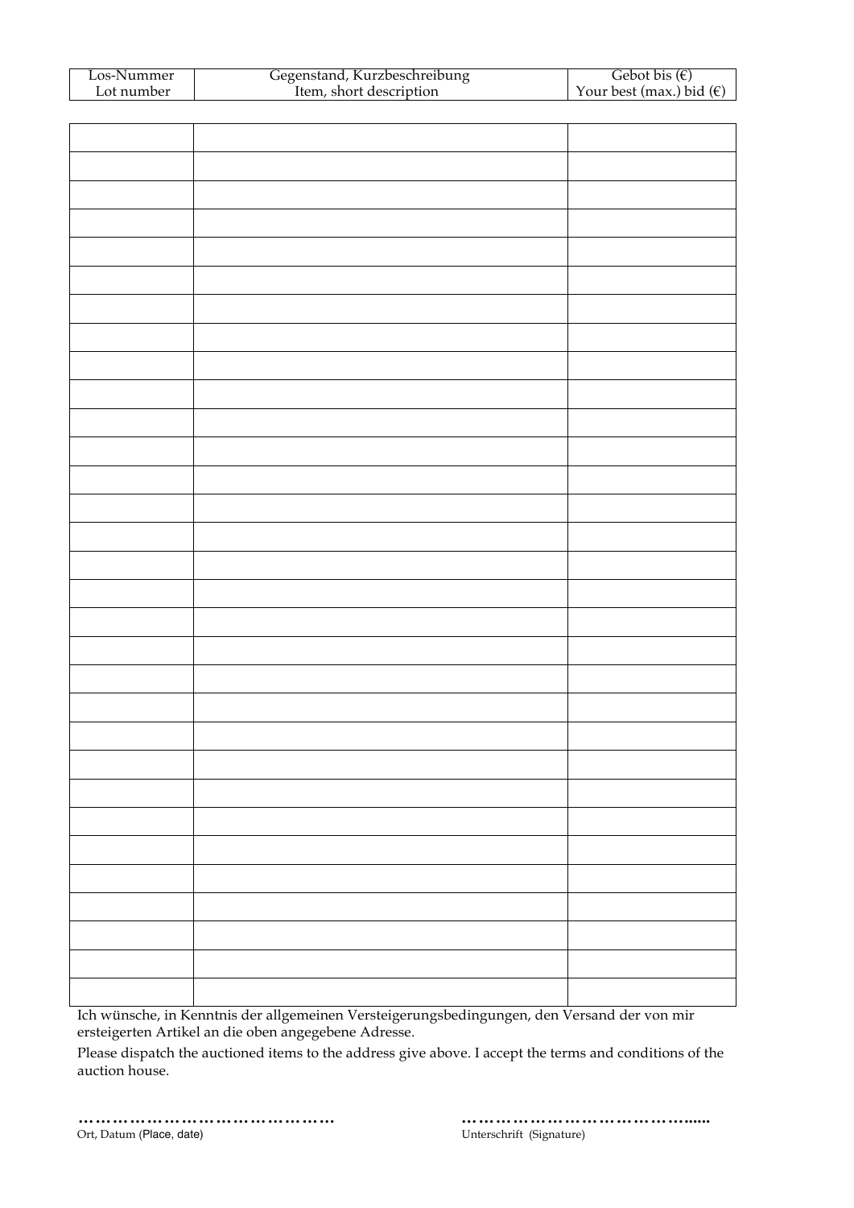| Los-Nummer<br>Lot number | Gegenstand, Kurzbeschreibung<br>Item, short description | Gebot bis (€)<br>Your best (max.) bid (€) |
|---|---|---|
| | | |
| | | |
| | | |
| | | |
| | | |
| | | |
| | | |
| | | |
| | | |
| | | |
| | | |
| | | |
| | | |
| | | |
| | | |
| | | |
| | | |
| | | |
| | | |
| | | |
| | | |
| | | |
| | | |
| | | |
| | | |
| | | |
| | | |
| | | |
| | | |
| | | |
| | | |
| | | |

Ich wünsche, in Kenntnis der allgemeinen Versteigerungsbedingungen, den Versand der von mir ersteigerten Artikel an die oben angegebene Adresse.

Please dispatch the auctioned items to the address give above. I accept the terms and conditions of the auction house.

………………………………………
Ort, Datum (Place, date)

…………………………………….....
Unterschrift (Signature)